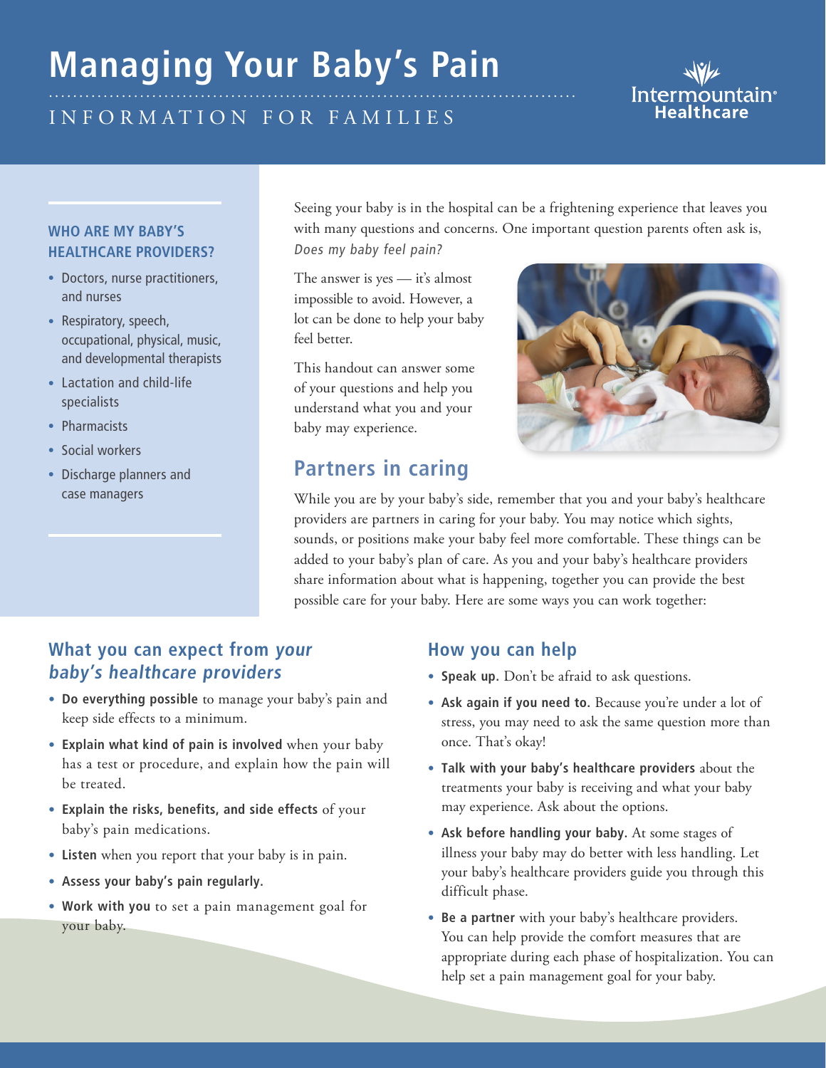# Managing Your Baby's Pain

INFORMATION FOR FAMILIES

Intermountain Healthcare

### WHO ARE MY BABY'S HEALTHCARE PROVIDERS?

- Doctors, nurse practitioners, and nurses
- Respiratory, speech, occupational, physical, music, and developmental therapists
- Lactation and child-life specialists
- Pharmacists
- Social workers
- Discharge planners and case managers

Seeing your baby is in the hospital can be a frightening experience that leaves you with many questions and concerns. One important question parents often ask is, *Does my baby feel pain?*

The answer is yes — it's almost impossible to avoid. However, a lot can be done to help your baby feel better.

This handout can answer some of your questions and help you understand what you and your baby may experience.

## Partners in caring

While you are by your baby's side, remember that you and your baby's healthcare providers are partners in caring for your baby. You may notice which sights, sounds, or positions make your baby feel more comfortable. These things can be added to your baby's plan of care. As you and your baby's healthcare providers share information about what is happening, together you can provide the best possible care for your baby. Here are some ways you can work together:

### What you can expect from *your baby's healthcare providers*

- **Do everything possible** to manage your baby's pain and keep side effects to a minimum.
- **Explain what kind of pain is involved** when your baby has a test or procedure, and explain how the pain will be treated.
- **Explain the risks, benefits, and side effects** of your baby's pain medications.
- **Listen** when you report that your baby is in pain.
- **Assess your baby's pain regularly.**
- **Work with you** to set a pain management goal for your baby.

### How you can help

- **Speak up.** Don't be afraid to ask questions.
- **Ask again if you need to.** Because you're under a lot of stress, you may need to ask the same question more than once. That's okay!
- **Talk with your baby's healthcare providers** about the treatments your baby is receiving and what your baby may experience. Ask about the options.
- **Ask before handling your baby.** At some stages of illness your baby may do better with less handling. Let your baby's healthcare providers guide you through this difficult phase.
- **Be a partner** with your baby's healthcare providers. You can help provide the comfort measures that are appropriate during each phase of hospitalization. You can help set a pain management goal for your baby.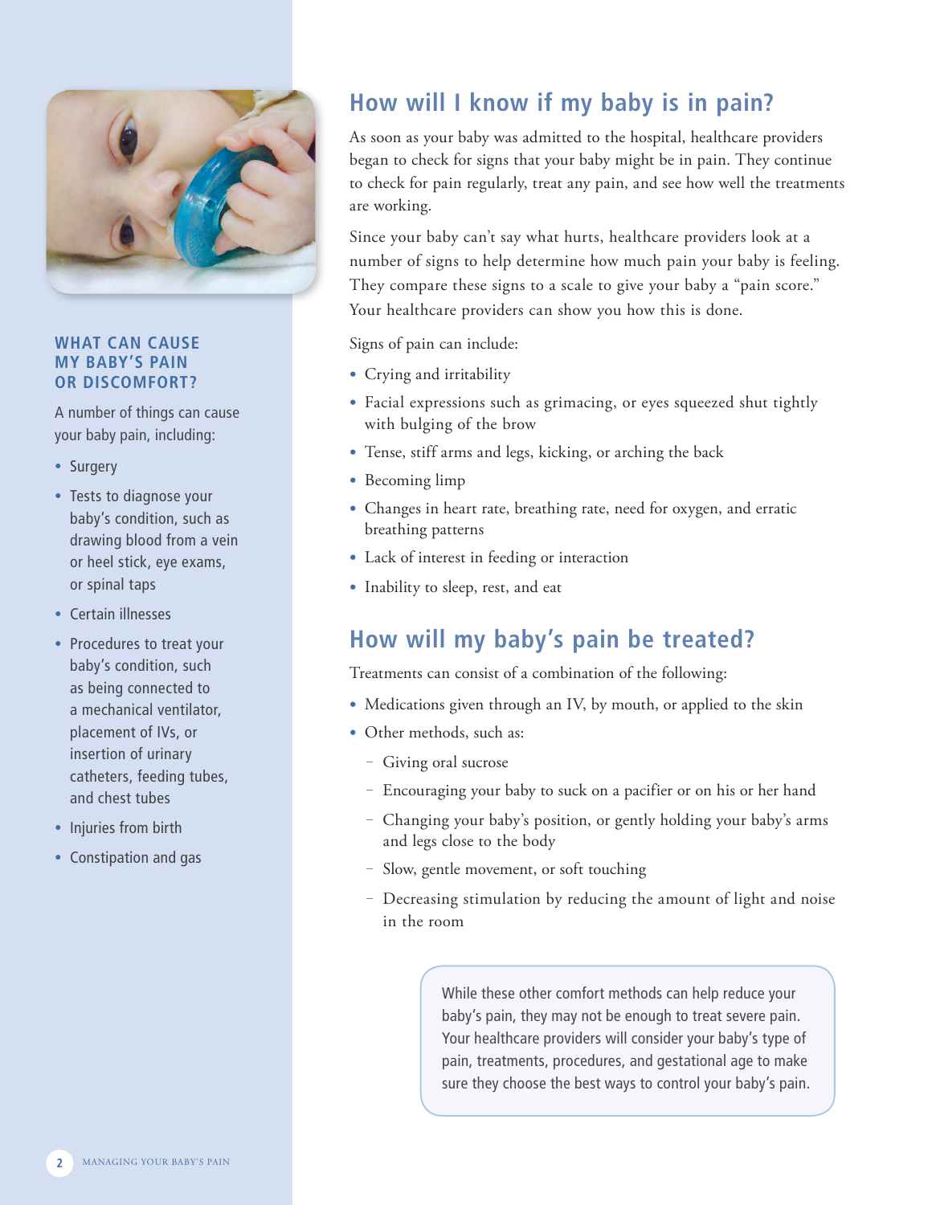## How will I know if my baby is in pain?

As soon as your baby was admitted to the hospital, healthcare providers began to check for signs that your baby might be in pain. They continue to check for pain regularly, treat any pain, and see how well the treatments are working.

Since your baby can't say what hurts, healthcare providers look at a number of signs to help determine how much pain your baby is feeling. They compare these signs to a scale to give your baby a "pain score." Your healthcare providers can show you how this is done.

Signs of pain can include:

- Crying and irritability
- Facial expressions such as grimacing, or eyes squeezed shut tightly with bulging of the brow
- Tense, stiff arms and legs, kicking, or arching the back
- Becoming limp
- Changes in heart rate, breathing rate, need for oxygen, and erratic breathing patterns
- Lack of interest in feeding or interaction
- Inability to sleep, rest, and eat

## How will my baby's pain be treated?

Treatments can consist of a combination of the following:

- Medications given through an IV, by mouth, or applied to the skin
- Other methods, such as:
  - Giving oral sucrose
  - Encouraging your baby to suck on a pacifier or on his or her hand
  - Changing your baby's position, or gently holding your baby's arms and legs close to the body
  - Slow, gentle movement, or soft touching
  - Decreasing stimulation by reducing the amount of light and noise in the room

> While these other comfort methods can help reduce your baby's pain, they may not be enough to treat severe pain. Your healthcare providers will consider your baby's type of pain, treatments, procedures, and gestational age to make sure they choose the best ways to control your baby's pain.

### WHAT CAN CAUSE MY BABY'S PAIN OR DISCOMFORT?

A number of things can cause your baby pain, including:

- Surgery
- Tests to diagnose your baby's condition, such as drawing blood from a vein or heel stick, eye exams, or spinal taps
- Certain illnesses
- Procedures to treat your baby's condition, such as being connected to a mechanical ventilator, placement of IVs, or insertion of urinary catheters, feeding tubes, and chest tubes
- Injuries from birth
- Constipation and gas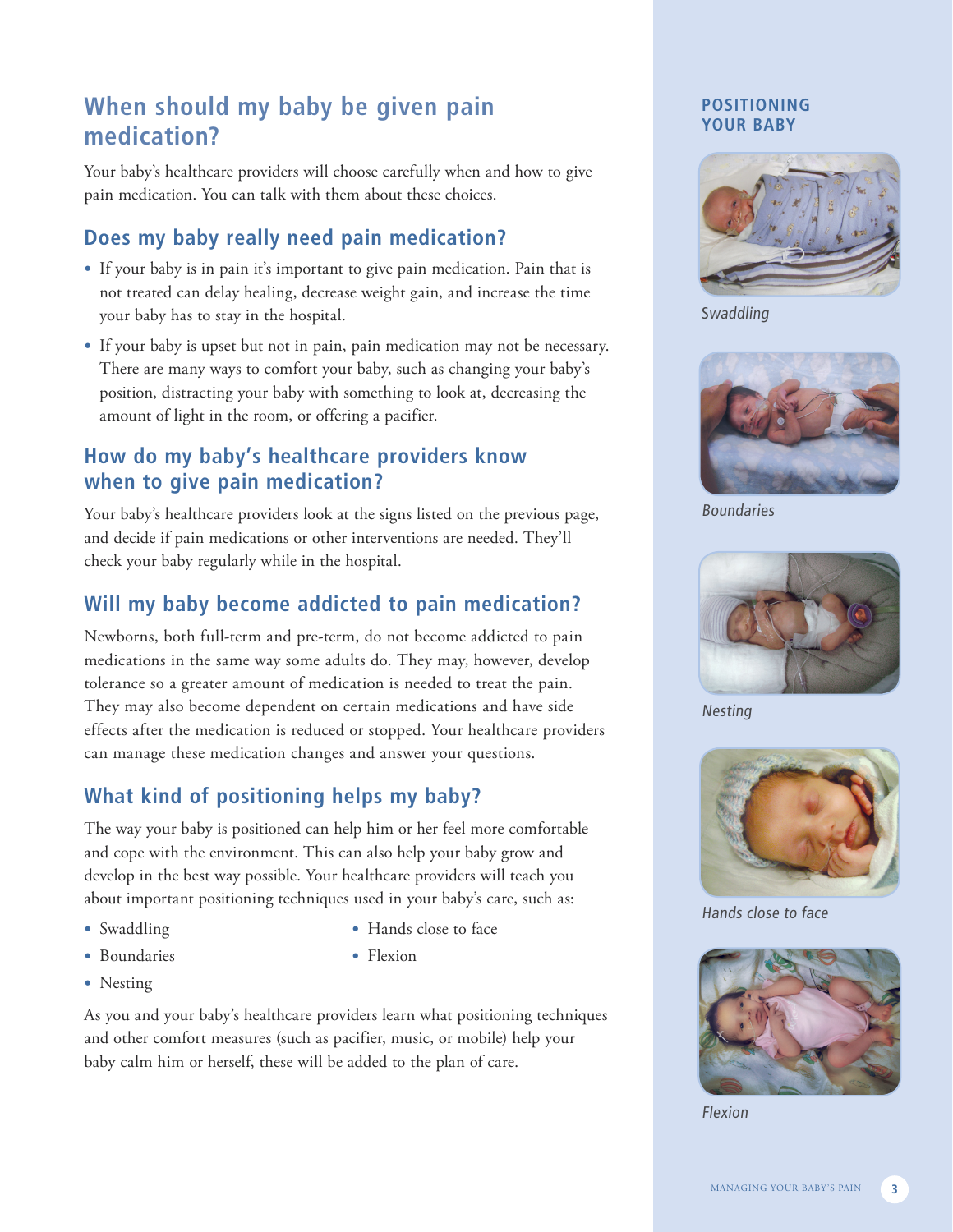## When should my baby be given pain medication?

Your baby's healthcare providers will choose carefully when and how to give pain medication. You can talk with them about these choices.

### Does my baby really need pain medication?

- If your baby is in pain it's important to give pain medication. Pain that is not treated can delay healing, decrease weight gain, and increase the time your baby has to stay in the hospital.
- If your baby is upset but not in pain, pain medication may not be necessary. There are many ways to comfort your baby, such as changing your baby's position, distracting your baby with something to look at, decreasing the amount of light in the room, or offering a pacifier.

### How do my baby's healthcare providers know when to give pain medication?

Your baby's healthcare providers look at the signs listed on the previous page, and decide if pain medications or other interventions are needed. They'll check your baby regularly while in the hospital.

### Will my baby become addicted to pain medication?

Newborns, both full-term and pre-term, do not become addicted to pain medications in the same way some adults do. They may, however, develop tolerance so a greater amount of medication is needed to treat the pain. They may also become dependent on certain medications and have side effects after the medication is reduced or stopped. Your healthcare providers can manage these medication changes and answer your questions.

### What kind of positioning helps my baby?

The way your baby is positioned can help him or her feel more comfortable and cope with the environment. This can also help your baby grow and develop in the best way possible. Your healthcare providers will teach you about important positioning techniques used in your baby's care, such as:

- Swaddling
- Boundaries
- Nesting
- Hands close to face
- Flexion

As you and your baby's healthcare providers learn what positioning techniques and other comfort measures (such as pacifier, music, or mobile) help your baby calm him or herself, these will be added to the plan of care.

**POSITIONING YOUR BABY**

*Swaddling*

*Boundaries*

*Nesting*

*Hands close to face*

*Flexion*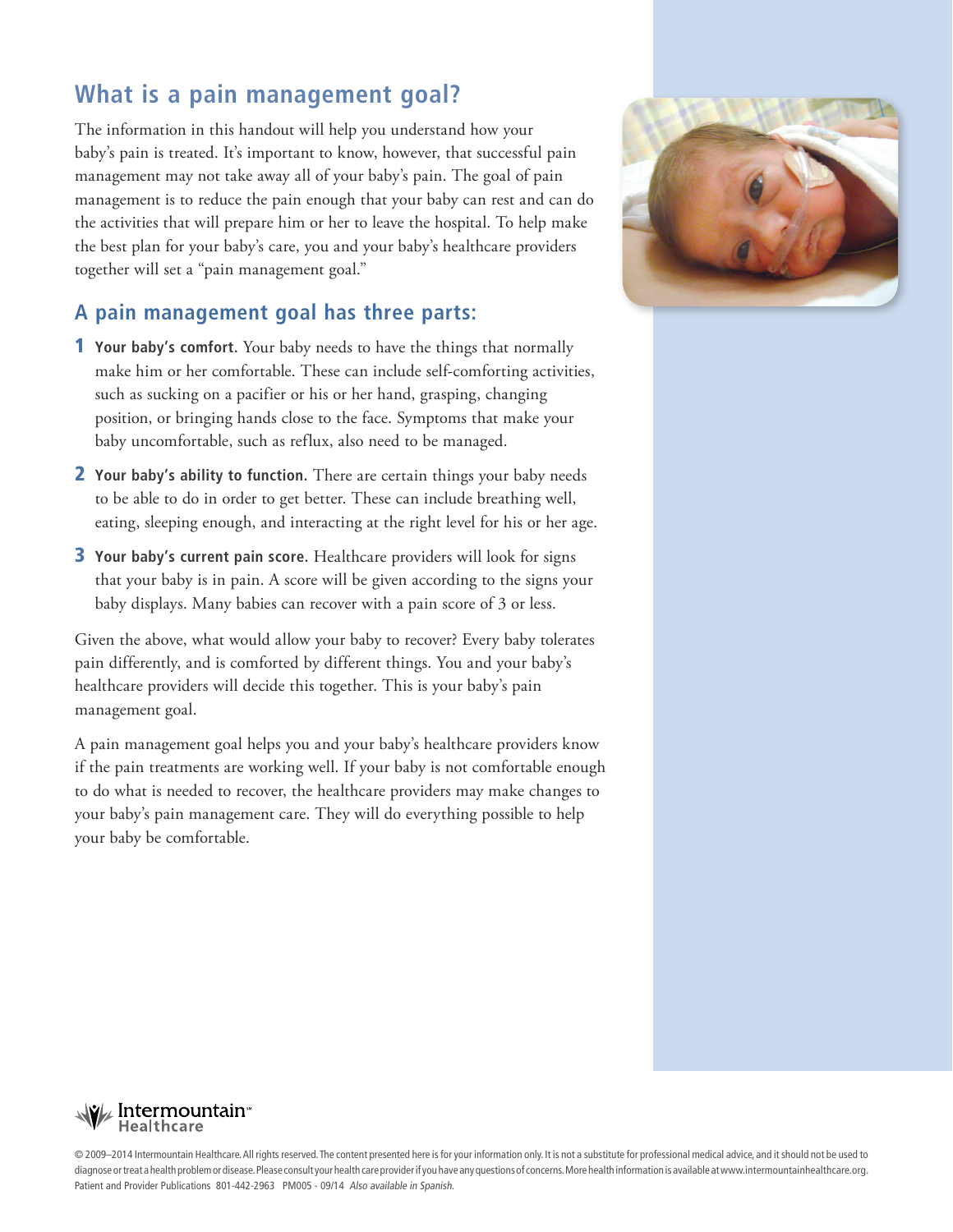## What is a pain management goal?

The information in this handout will help you understand how your baby's pain is treated. It's important to know, however, that successful pain management may not take away all of your baby's pain. The goal of pain management is to reduce the pain enough that your baby can rest and can do the activities that will prepare him or her to leave the hospital. To help make the best plan for your baby's care, you and your baby's healthcare providers together will set a "pain management goal."

### A pain management goal has three parts:

1. **Your baby's comfort.** Your baby needs to have the things that normally make him or her comfortable. These can include self-comforting activities, such as sucking on a pacifier or his or her hand, grasping, changing position, or bringing hands close to the face. Symptoms that make your baby uncomfortable, such as reflux, also need to be managed.
2. **Your baby's ability to function.** There are certain things your baby needs to be able to do in order to get better. These can include breathing well, eating, sleeping enough, and interacting at the right level for his or her age.
3. **Your baby's current pain score.** Healthcare providers will look for signs that your baby is in pain. A score will be given according to the signs your baby displays. Many babies can recover with a pain score of 3 or less.

Given the above, what would allow your baby to recover? Every baby tolerates pain differently, and is comforted by different things. You and your baby's healthcare providers will decide this together. This is your baby's pain management goal.

A pain management goal helps you and your baby's healthcare providers know if the pain treatments are working well. If your baby is not comfortable enough to do what is needed to recover, the healthcare providers may make changes to your baby's pain management care. They will do everything possible to help your baby be comfortable.

Intermountain Healthcare

© 2009–2014 Intermountain Healthcare. All rights reserved. The content presented here is for your information only. It is not a substitute for professional medical advice, and it should not be used to diagnose or treat a health problem or disease. Please consult your health care provider if you have any questions of concerns. More health information is available at www.intermountainhealthcare.org. Patient and Provider Publications 801-442-2963 PM005 - 09/14 *Also available in Spanish.*